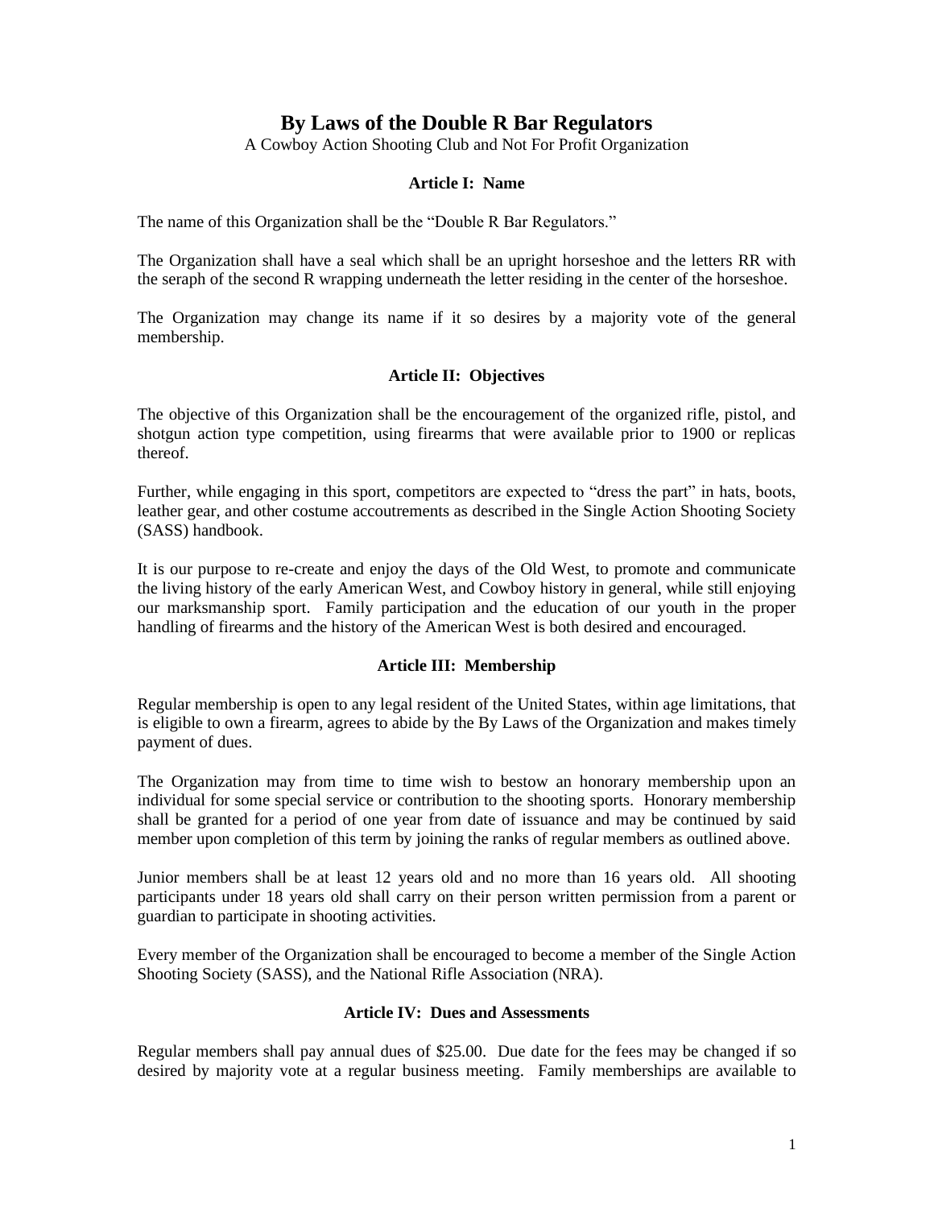# By Laws of the Double R Bar Regulators

A Cowboy Action Shooting Club and Not For Profit Organization

## Article I: Name

The name of this Organization shall be the "Double R Bar Regulators."

The Organization shall have a seal which shall be an upright horseshoe and the letters RR with the seraph of the second R wrapping underneath the letter residing in the center of the horseshoe.

The Organization may change its name if it so desires by a majority vote of the general membership.

## Article II: Objectives

The objective of this Organization shall be the encouragement of the organized rifle, pistol, and shotgun action type competition, using firearms that were available prior to 1900 or replicas thereof.

Further, while engaging in this sport, competitors are expected to "dress the part" in hats, boots, leather gear, and other costume accoutrements as described in the Single Action Shooting Society (SASS) handbook.

It is our purpose to re-create and enjoy the days of the Old West, to promote and communicate the living history of the early American West, and Cowboy history in general, while still enjoying our marksmanship sport. Family participation and the education of our youth in the proper handling of firearms and the history of the American West is both desired and encouraged.

## Article III: Membership

Regular membership is open to any legal resident of the United States, within age limitations, that is eligible to own a firearm, agrees to abide by the By Laws of the Organization and makes timely payment of dues.

The Organization may from time to time wish to bestow an honorary membership upon an individual for some special service or contribution to the shooting sports. Honorary membership shall be granted for a period of one year from date of issuance and may be continued by said member upon completion of this term by joining the ranks of regular members as outlined above.

Junior members shall be at least 12 years old and no more than 16 years old. All shooting participants under 18 years old shall carry on their person written permission from a parent or guardian to participate in shooting activities.

Every member of the Organization shall be encouraged to become a member of the Single Action Shooting Society (SASS), and the National Rifle Association (NRA).

## Article IV: Dues and Assessments

Regular members shall pay annual dues of $25.00. Due date for the fees may be changed if so desired by majority vote at a regular business meeting. Family memberships are available to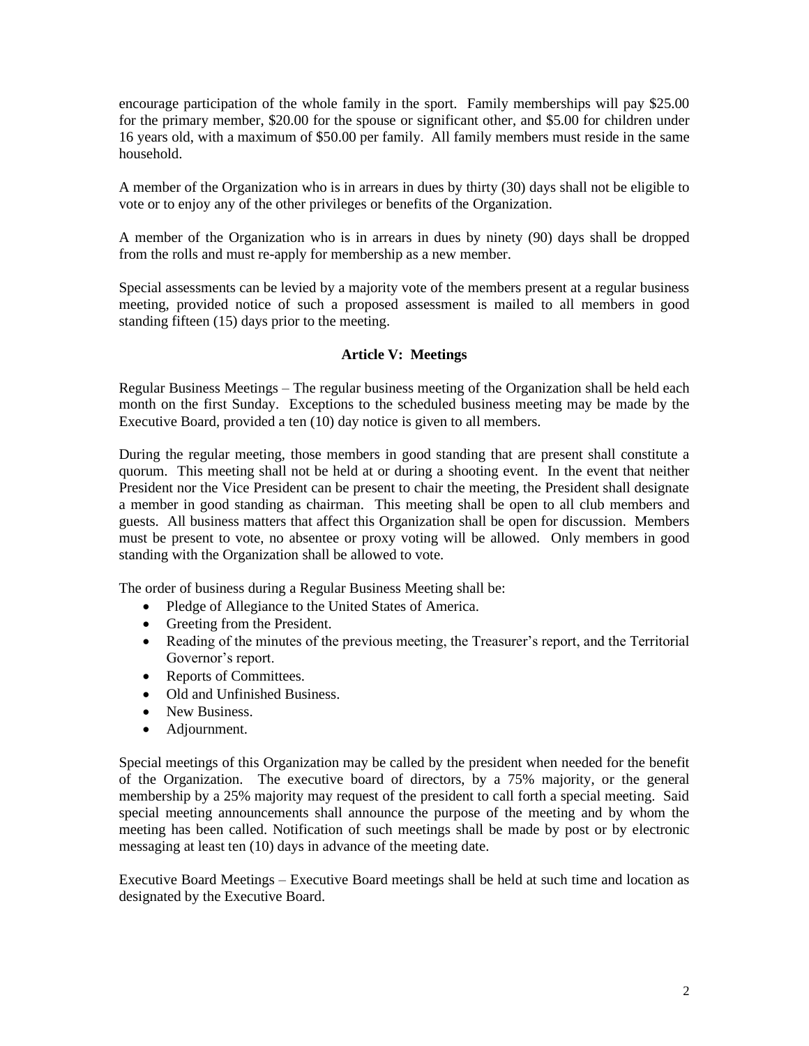encourage participation of the whole family in the sport. Family memberships will pay $25.00 for the primary member, $20.00 for the spouse or significant other, and $5.00 for children under 16 years old, with a maximum of $50.00 per family. All family members must reside in the same household.

A member of the Organization who is in arrears in dues by thirty (30) days shall not be eligible to vote or to enjoy any of the other privileges or benefits of the Organization.

A member of the Organization who is in arrears in dues by ninety (90) days shall be dropped from the rolls and must re-apply for membership as a new member.

Special assessments can be levied by a majority vote of the members present at a regular business meeting, provided notice of such a proposed assessment is mailed to all members in good standing fifteen (15) days prior to the meeting.

## Article V: Meetings

Regular Business Meetings – The regular business meeting of the Organization shall be held each month on the first Sunday. Exceptions to the scheduled business meeting may be made by the Executive Board, provided a ten (10) day notice is given to all members.

During the regular meeting, those members in good standing that are present shall constitute a quorum. This meeting shall not be held at or during a shooting event. In the event that neither President nor the Vice President can be present to chair the meeting, the President shall designate a member in good standing as chairman. This meeting shall be open to all club members and guests. All business matters that affect this Organization shall be open for discussion. Members must be present to vote, no absentee or proxy voting will be allowed. Only members in good standing with the Organization shall be allowed to vote.

The order of business during a Regular Business Meeting shall be:

- Pledge of Allegiance to the United States of America.
- Greeting from the President.
- Reading of the minutes of the previous meeting, the Treasurer's report, and the Territorial Governor's report.
- Reports of Committees.
- Old and Unfinished Business.
- New Business.
- Adjournment.

Special meetings of this Organization may be called by the president when needed for the benefit of the Organization. The executive board of directors, by a 75% majority, or the general membership by a 25% majority may request of the president to call forth a special meeting. Said special meeting announcements shall announce the purpose of the meeting and by whom the meeting has been called. Notification of such meetings shall be made by post or by electronic messaging at least ten (10) days in advance of the meeting date.

Executive Board Meetings – Executive Board meetings shall be held at such time and location as designated by the Executive Board.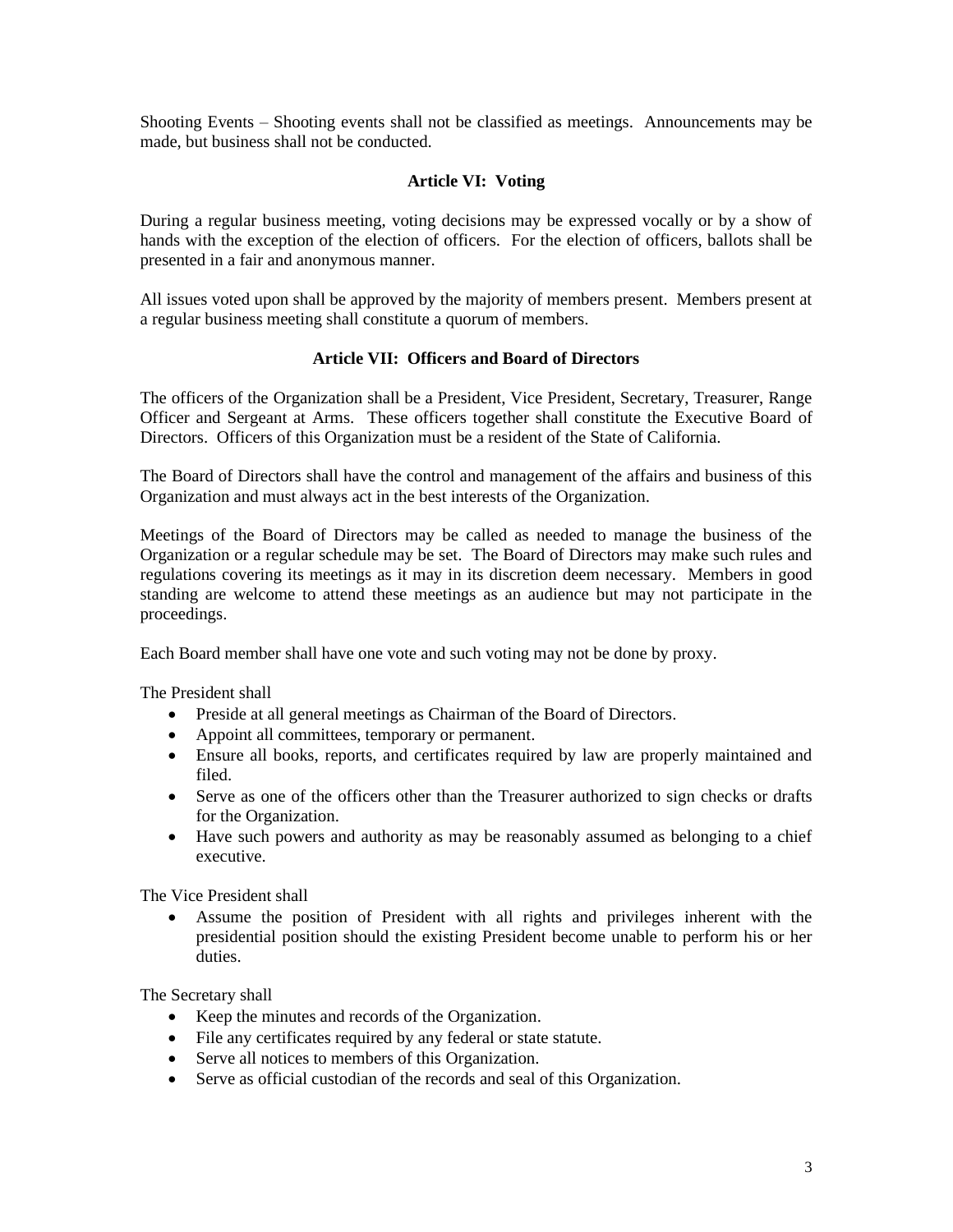Shooting Events – Shooting events shall not be classified as meetings. Announcements may be made, but business shall not be conducted.

## Article VI: Voting

During a regular business meeting, voting decisions may be expressed vocally or by a show of hands with the exception of the election of officers. For the election of officers, ballots shall be presented in a fair and anonymous manner.

All issues voted upon shall be approved by the majority of members present. Members present at a regular business meeting shall constitute a quorum of members.

## Article VII: Officers and Board of Directors

The officers of the Organization shall be a President, Vice President, Secretary, Treasurer, Range Officer and Sergeant at Arms. These officers together shall constitute the Executive Board of Directors. Officers of this Organization must be a resident of the State of California.

The Board of Directors shall have the control and management of the affairs and business of this Organization and must always act in the best interests of the Organization.

Meetings of the Board of Directors may be called as needed to manage the business of the Organization or a regular schedule may be set. The Board of Directors may make such rules and regulations covering its meetings as it may in its discretion deem necessary. Members in good standing are welcome to attend these meetings as an audience but may not participate in the proceedings.

Each Board member shall have one vote and such voting may not be done by proxy.

The President shall

- Preside at all general meetings as Chairman of the Board of Directors.
- Appoint all committees, temporary or permanent.
- Ensure all books, reports, and certificates required by law are properly maintained and filed.
- Serve as one of the officers other than the Treasurer authorized to sign checks or drafts for the Organization.
- Have such powers and authority as may be reasonably assumed as belonging to a chief executive.

The Vice President shall

- Assume the position of President with all rights and privileges inherent with the presidential position should the existing President become unable to perform his or her duties.

The Secretary shall

- Keep the minutes and records of the Organization.
- File any certificates required by any federal or state statute.
- Serve all notices to members of this Organization.
- Serve as official custodian of the records and seal of this Organization.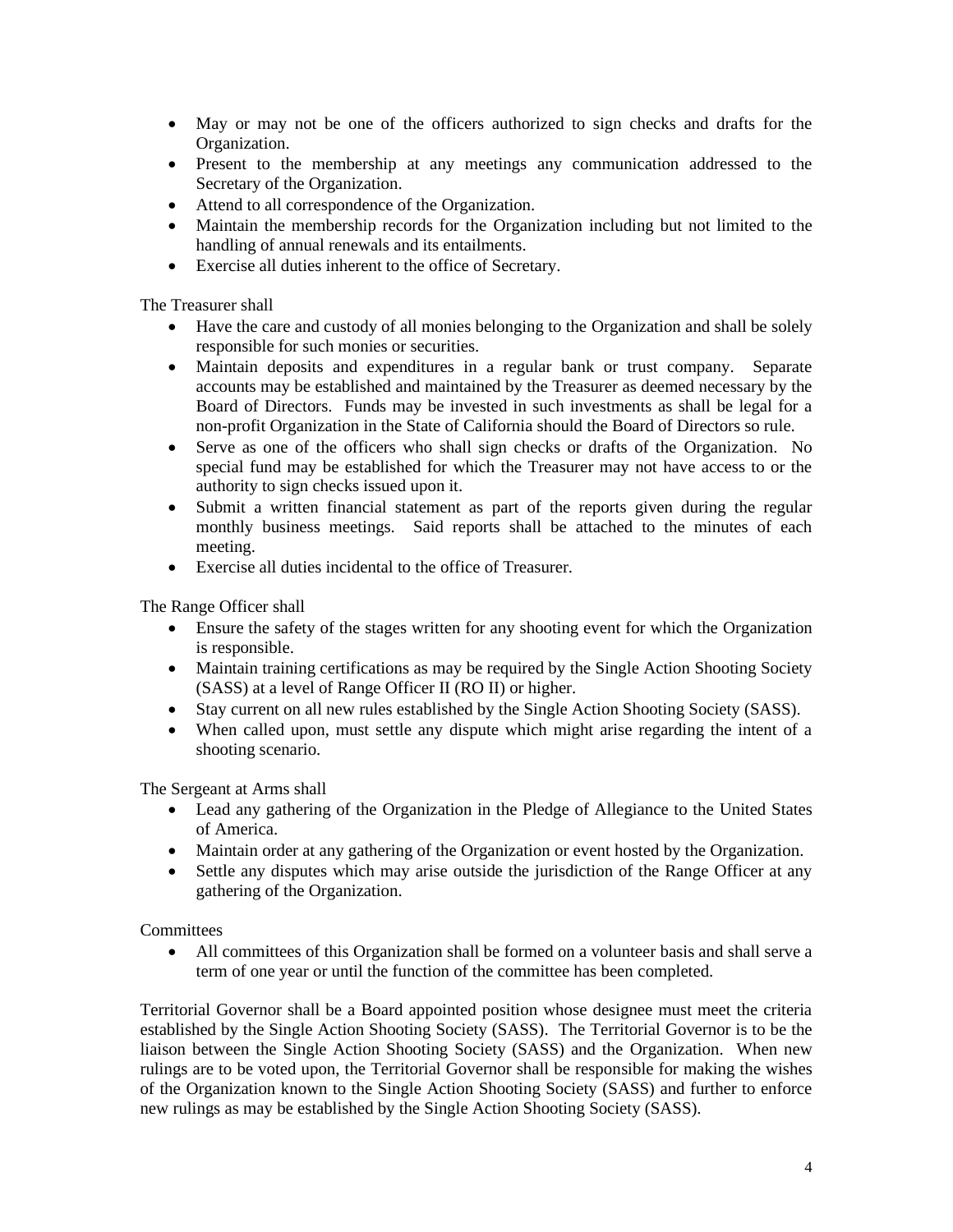- May or may not be one of the officers authorized to sign checks and drafts for the Organization.
- Present to the membership at any meetings any communication addressed to the Secretary of the Organization.
- Attend to all correspondence of the Organization.
- Maintain the membership records for the Organization including but not limited to the handling of annual renewals and its entailments.
- Exercise all duties inherent to the office of Secretary.

The Treasurer shall

- Have the care and custody of all monies belonging to the Organization and shall be solely responsible for such monies or securities.
- Maintain deposits and expenditures in a regular bank or trust company. Separate accounts may be established and maintained by the Treasurer as deemed necessary by the Board of Directors. Funds may be invested in such investments as shall be legal for a non-profit Organization in the State of California should the Board of Directors so rule.
- Serve as one of the officers who shall sign checks or drafts of the Organization. No special fund may be established for which the Treasurer may not have access to or the authority to sign checks issued upon it.
- Submit a written financial statement as part of the reports given during the regular monthly business meetings. Said reports shall be attached to the minutes of each meeting.
- Exercise all duties incidental to the office of Treasurer.

The Range Officer shall

- Ensure the safety of the stages written for any shooting event for which the Organization is responsible.
- Maintain training certifications as may be required by the Single Action Shooting Society (SASS) at a level of Range Officer II (RO II) or higher.
- Stay current on all new rules established by the Single Action Shooting Society (SASS).
- When called upon, must settle any dispute which might arise regarding the intent of a shooting scenario.

The Sergeant at Arms shall

- Lead any gathering of the Organization in the Pledge of Allegiance to the United States of America.
- Maintain order at any gathering of the Organization or event hosted by the Organization.
- Settle any disputes which may arise outside the jurisdiction of the Range Officer at any gathering of the Organization.

Committees

- All committees of this Organization shall be formed on a volunteer basis and shall serve a term of one year or until the function of the committee has been completed.

Territorial Governor shall be a Board appointed position whose designee must meet the criteria established by the Single Action Shooting Society (SASS). The Territorial Governor is to be the liaison between the Single Action Shooting Society (SASS) and the Organization. When new rulings are to be voted upon, the Territorial Governor shall be responsible for making the wishes of the Organization known to the Single Action Shooting Society (SASS) and further to enforce new rulings as may be established by the Single Action Shooting Society (SASS).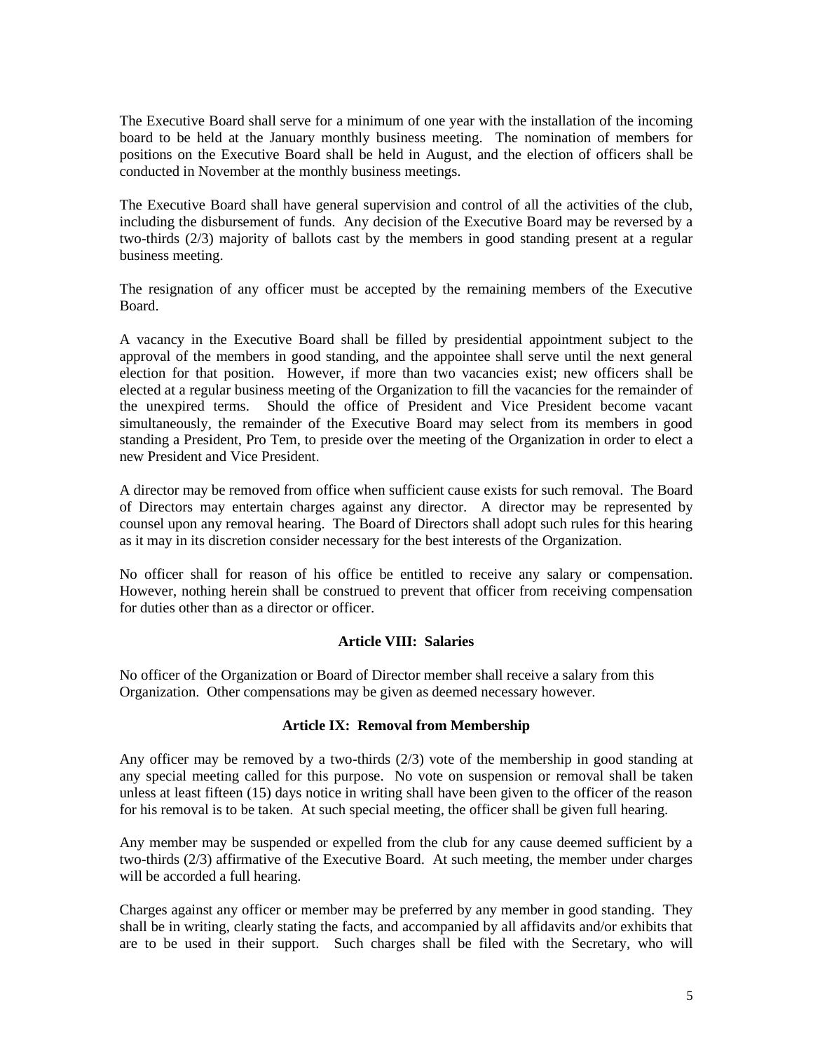The Executive Board shall serve for a minimum of one year with the installation of the incoming board to be held at the January monthly business meeting. The nomination of members for positions on the Executive Board shall be held in August, and the election of officers shall be conducted in November at the monthly business meetings.

The Executive Board shall have general supervision and control of all the activities of the club, including the disbursement of funds. Any decision of the Executive Board may be reversed by a two-thirds (2/3) majority of ballots cast by the members in good standing present at a regular business meeting.

The resignation of any officer must be accepted by the remaining members of the Executive Board.

A vacancy in the Executive Board shall be filled by presidential appointment subject to the approval of the members in good standing, and the appointee shall serve until the next general election for that position. However, if more than two vacancies exist; new officers shall be elected at a regular business meeting of the Organization to fill the vacancies for the remainder of the unexpired terms. Should the office of President and Vice President become vacant simultaneously, the remainder of the Executive Board may select from its members in good standing a President, Pro Tem, to preside over the meeting of the Organization in order to elect a new President and Vice President.

A director may be removed from office when sufficient cause exists for such removal. The Board of Directors may entertain charges against any director. A director may be represented by counsel upon any removal hearing. The Board of Directors shall adopt such rules for this hearing as it may in its discretion consider necessary for the best interests of the Organization.

No officer shall for reason of his office be entitled to receive any salary or compensation. However, nothing herein shall be construed to prevent that officer from receiving compensation for duties other than as a director or officer.

## Article VIII: Salaries

No officer of the Organization or Board of Director member shall receive a salary from this Organization. Other compensations may be given as deemed necessary however.

## Article IX: Removal from Membership

Any officer may be removed by a two-thirds (2/3) vote of the membership in good standing at any special meeting called for this purpose. No vote on suspension or removal shall be taken unless at least fifteen (15) days notice in writing shall have been given to the officer of the reason for his removal is to be taken. At such special meeting, the officer shall be given full hearing.

Any member may be suspended or expelled from the club for any cause deemed sufficient by a two-thirds (2/3) affirmative of the Executive Board. At such meeting, the member under charges will be accorded a full hearing.

Charges against any officer or member may be preferred by any member in good standing. They shall be in writing, clearly stating the facts, and accompanied by all affidavits and/or exhibits that are to be used in their support. Such charges shall be filed with the Secretary, who will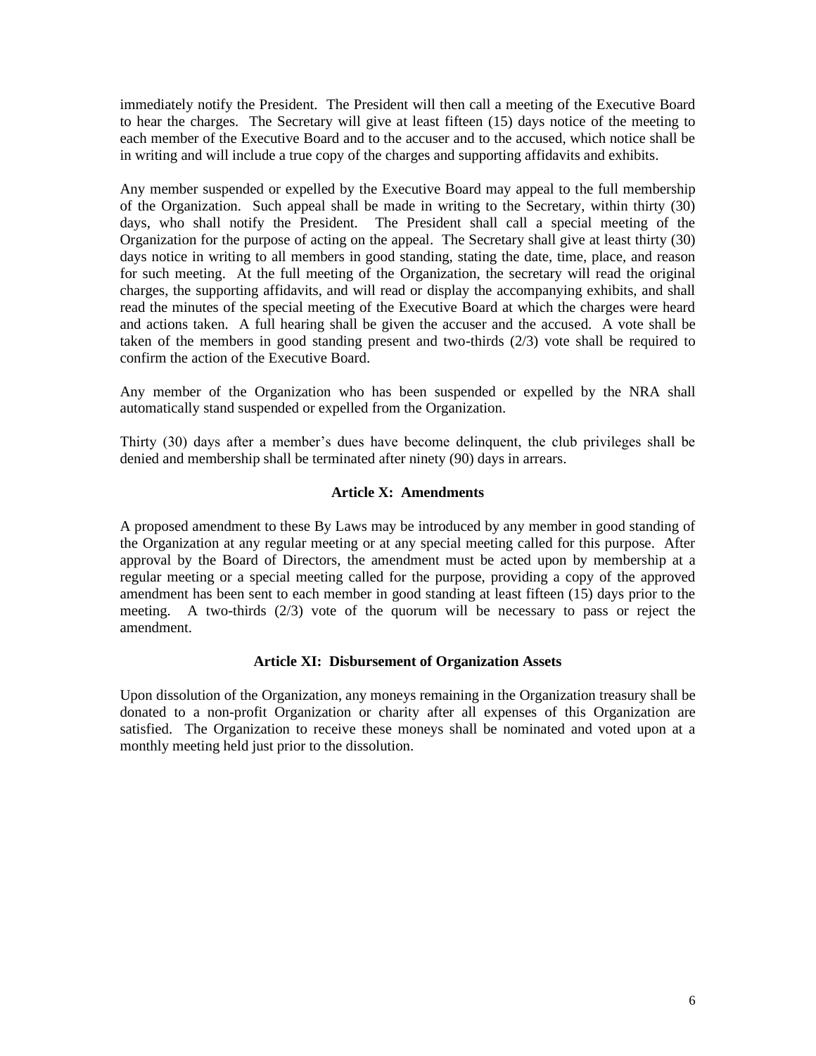immediately notify the President. The President will then call a meeting of the Executive Board to hear the charges. The Secretary will give at least fifteen (15) days notice of the meeting to each member of the Executive Board and to the accuser and to the accused, which notice shall be in writing and will include a true copy of the charges and supporting affidavits and exhibits.

Any member suspended or expelled by the Executive Board may appeal to the full membership of the Organization. Such appeal shall be made in writing to the Secretary, within thirty (30) days, who shall notify the President. The President shall call a special meeting of the Organization for the purpose of acting on the appeal. The Secretary shall give at least thirty (30) days notice in writing to all members in good standing, stating the date, time, place, and reason for such meeting. At the full meeting of the Organization, the secretary will read the original charges, the supporting affidavits, and will read or display the accompanying exhibits, and shall read the minutes of the special meeting of the Executive Board at which the charges were heard and actions taken. A full hearing shall be given the accuser and the accused. A vote shall be taken of the members in good standing present and two-thirds (2/3) vote shall be required to confirm the action of the Executive Board.

Any member of the Organization who has been suspended or expelled by the NRA shall automatically stand suspended or expelled from the Organization.

Thirty (30) days after a member's dues have become delinquent, the club privileges shall be denied and membership shall be terminated after ninety (90) days in arrears.

### Article X: Amendments

A proposed amendment to these By Laws may be introduced by any member in good standing of the Organization at any regular meeting or at any special meeting called for this purpose. After approval by the Board of Directors, the amendment must be acted upon by membership at a regular meeting or a special meeting called for the purpose, providing a copy of the approved amendment has been sent to each member in good standing at least fifteen (15) days prior to the meeting. A two-thirds (2/3) vote of the quorum will be necessary to pass or reject the amendment.

### Article XI: Disbursement of Organization Assets

Upon dissolution of the Organization, any moneys remaining in the Organization treasury shall be donated to a non-profit Organization or charity after all expenses of this Organization are satisfied. The Organization to receive these moneys shall be nominated and voted upon at a monthly meeting held just prior to the dissolution.